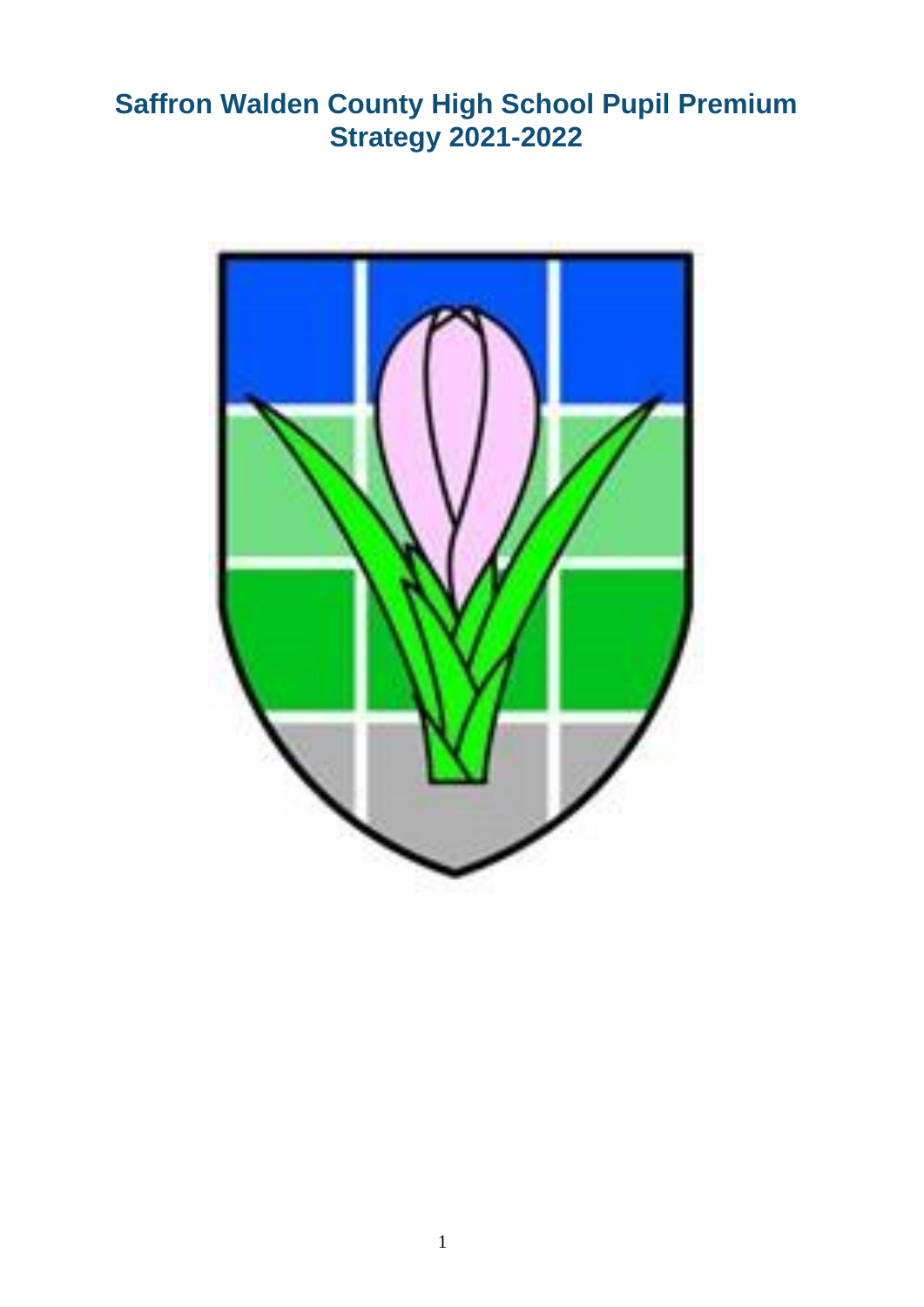# Saffron Walden County High School Pupil Premium Strategy 2021-2022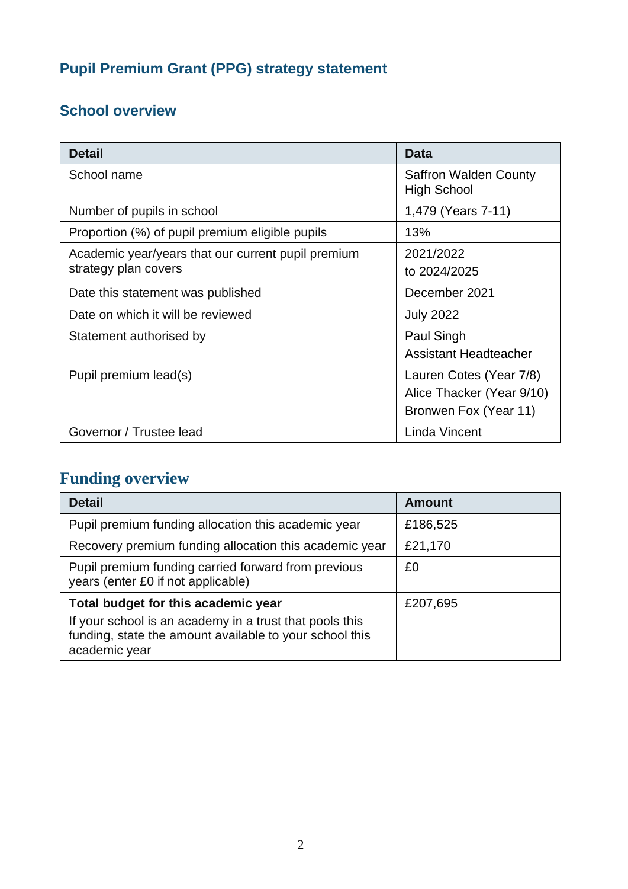# Pupil Premium Grant (PPG) strategy statement

## School overview

| Detail | Data |
|---|---|
| School name | Saffron Walden County High School |
| Number of pupils in school | 1,479 (Years 7-11) |
| Proportion (%) of pupil premium eligible pupils | 13% |
| Academic year/years that our current pupil premium strategy plan covers | 2021/2022 to 2024/2025 |
| Date this statement was published | December 2021 |
| Date on which it will be reviewed | July 2022 |
| Statement authorised by | Paul Singh Assistant Headteacher |
| Pupil premium lead(s) | Lauren Cotes (Year 7/8) Alice Thacker (Year 9/10) Bronwen Fox (Year 11) |
| Governor / Trustee lead | Linda Vincent |

## Funding overview

| Detail | Amount |
|---|---|
| Pupil premium funding allocation this academic year | £186,525 |
| Recovery premium funding allocation this academic year | £21,170 |
| Pupil premium funding carried forward from previous years (enter £0 if not applicable) | £0 |
| **Total budget for this academic year** If your school is an academy in a trust that pools this funding, state the amount available to your school this academic year | £207,695 |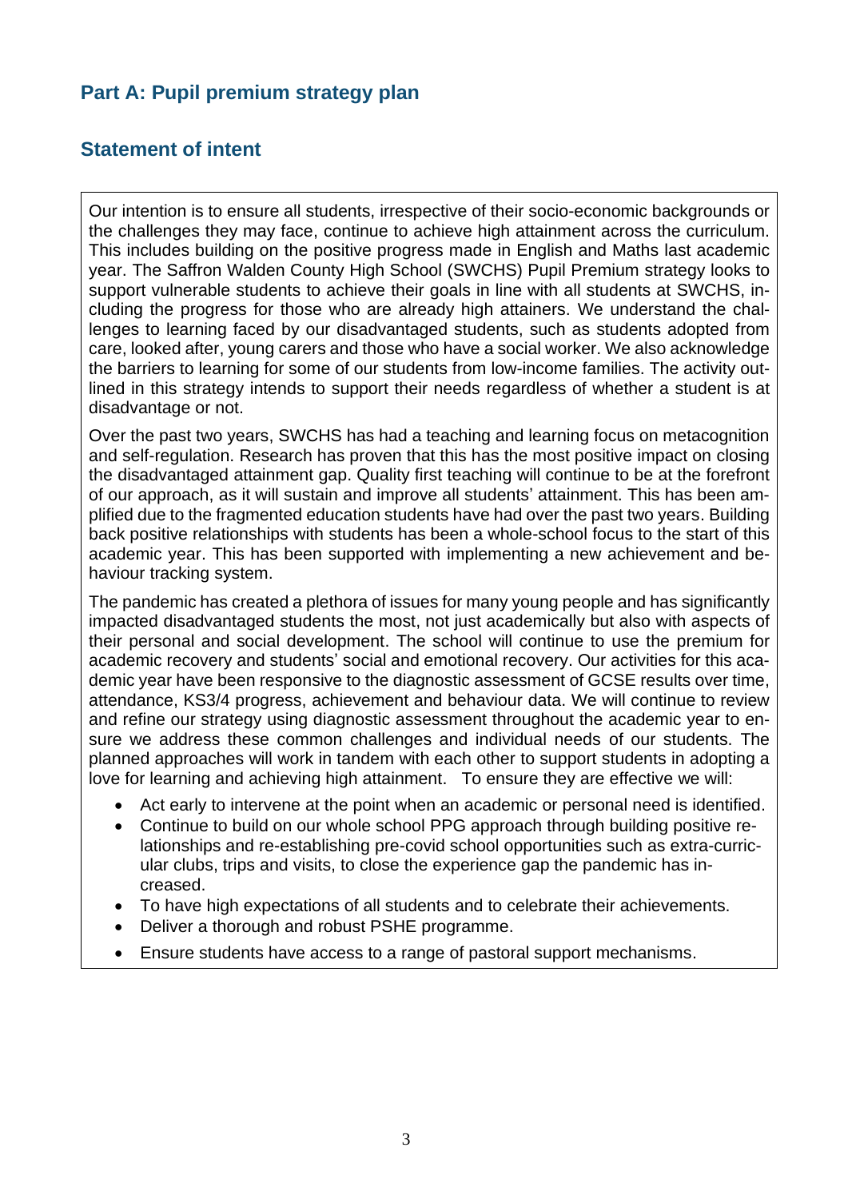## Part A: Pupil premium strategy plan

## Statement of intent

Our intention is to ensure all students, irrespective of their socio-economic backgrounds or the challenges they may face, continue to achieve high attainment across the curriculum. This includes building on the positive progress made in English and Maths last academic year. The Saffron Walden County High School (SWCHS) Pupil Premium strategy looks to support vulnerable students to achieve their goals in line with all students at SWCHS, including the progress for those who are already high attainers. We understand the challenges to learning faced by our disadvantaged students, such as students adopted from care, looked after, young carers and those who have a social worker. We also acknowledge the barriers to learning for some of our students from low-income families. The activity outlined in this strategy intends to support their needs regardless of whether a student is at disadvantage or not.

Over the past two years, SWCHS has had a teaching and learning focus on metacognition and self-regulation. Research has proven that this has the most positive impact on closing the disadvantaged attainment gap. Quality first teaching will continue to be at the forefront of our approach, as it will sustain and improve all students' attainment. This has been amplified due to the fragmented education students have had over the past two years. Building back positive relationships with students has been a whole-school focus to the start of this academic year. This has been supported with implementing a new achievement and behaviour tracking system.

The pandemic has created a plethora of issues for many young people and has significantly impacted disadvantaged students the most, not just academically but also with aspects of their personal and social development. The school will continue to use the premium for academic recovery and students' social and emotional recovery. Our activities for this academic year have been responsive to the diagnostic assessment of GCSE results over time, attendance, KS3/4 progress, achievement and behaviour data. We will continue to review and refine our strategy using diagnostic assessment throughout the academic year to ensure we address these common challenges and individual needs of our students. The planned approaches will work in tandem with each other to support students in adopting a love for learning and achieving high attainment. To ensure they are effective we will:

- Act early to intervene at the point when an academic or personal need is identified.
- Continue to build on our whole school PPG approach through building positive relationships and re-establishing pre-covid school opportunities such as extra-curricular clubs, trips and visits, to close the experience gap the pandemic has increased.
- To have high expectations of all students and to celebrate their achievements.
- Deliver a thorough and robust PSHE programme.
- Ensure students have access to a range of pastoral support mechanisms.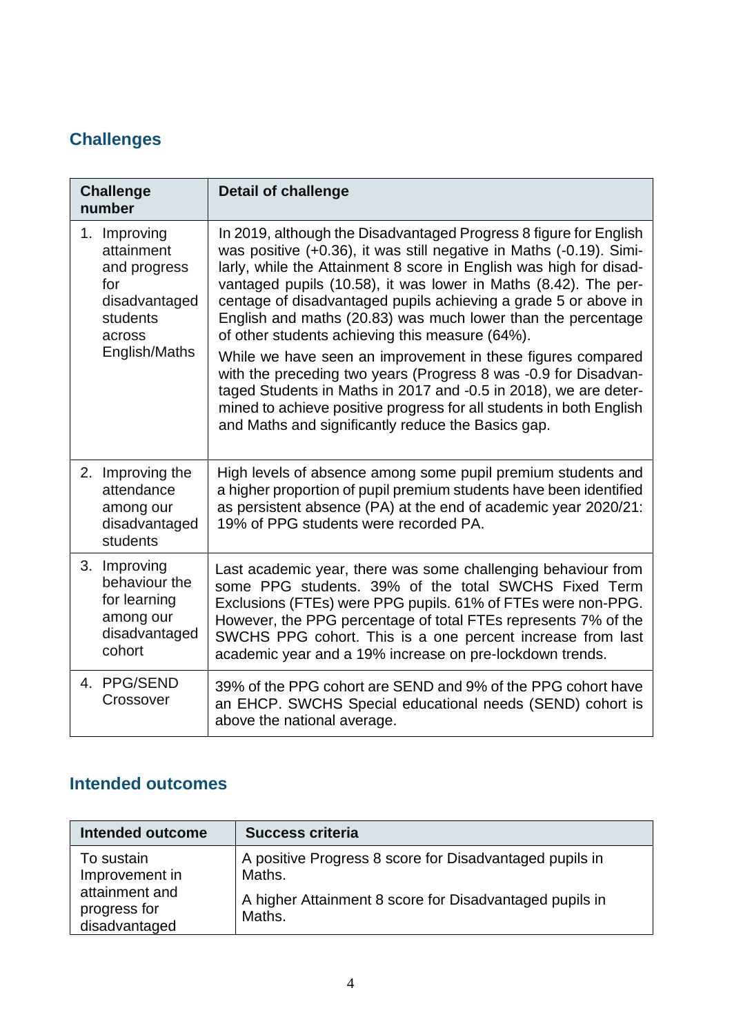## Challenges

| Challenge number | Detail of challenge |
|---|---|
| 1. Improving attainment and progress for disadvantaged students across English/Maths | In 2019, although the Disadvantaged Progress 8 figure for English was positive (+0.36), it was still negative in Maths (-0.19). Similarly, while the Attainment 8 score in English was high for disadvantaged pupils (10.58), it was lower in Maths (8.42). The percentage of disadvantaged pupils achieving a grade 5 or above in English and maths (20.83) was much lower than the percentage of other students achieving this measure (64%).<br><br>While we have seen an improvement in these figures compared with the preceding two years (Progress 8 was -0.9 for Disadvantaged Students in Maths in 2017 and -0.5 in 2018), we are determined to achieve positive progress for all students in both English and Maths and significantly reduce the Basics gap. |
| 2. Improving the attendance among our disadvantaged students | High levels of absence among some pupil premium students and a higher proportion of pupil premium students have been identified as persistent absence (PA) at the end of academic year 2020/21: 19% of PPG students were recorded PA. |
| 3. Improving behaviour the for learning among our disadvantaged cohort | Last academic year, there was some challenging behaviour from some PPG students. 39% of the total SWCHS Fixed Term Exclusions (FTEs) were PPG pupils. 61% of FTEs were non-PPG. However, the PPG percentage of total FTEs represents 7% of the SWCHS PPG cohort. This is a one percent increase from last academic year and a 19% increase on pre-lockdown trends. |
| 4. PPG/SEND Crossover | 39% of the PPG cohort are SEND and 9% of the PPG cohort have an EHCP. SWCHS Special educational needs (SEND) cohort is above the national average. |

## Intended outcomes

| Intended outcome | Success criteria |
|---|---|
| To sustain Improvement in attainment and progress for disadvantaged | A positive Progress 8 score for Disadvantaged pupils in Maths.<br><br>A higher Attainment 8 score for Disadvantaged pupils in Maths. |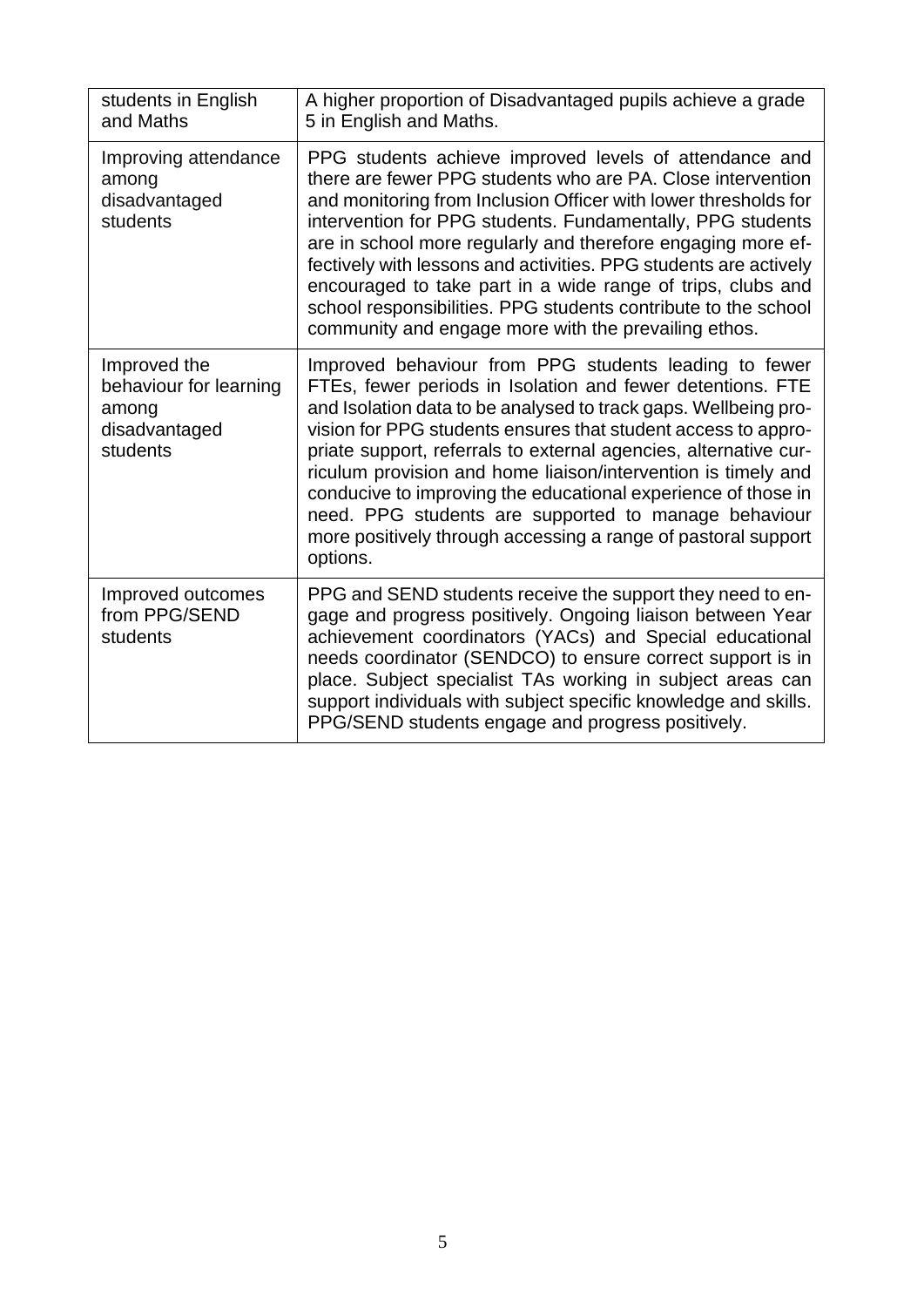| students in English and Maths | A higher proportion of Disadvantaged pupils achieve a grade 5 in English and Maths. |
|---|---|
| Improving attendance among disadvantaged students | PPG students achieve improved levels of attendance and there are fewer PPG students who are PA. Close intervention and monitoring from Inclusion Officer with lower thresholds for intervention for PPG students. Fundamentally, PPG students are in school more regularly and therefore engaging more effectively with lessons and activities. PPG students are actively encouraged to take part in a wide range of trips, clubs and school responsibilities. PPG students contribute to the school community and engage more with the prevailing ethos. |
| Improved the behaviour for learning among disadvantaged students | Improved behaviour from PPG students leading to fewer FTEs, fewer periods in Isolation and fewer detentions. FTE and Isolation data to be analysed to track gaps. Wellbeing provision for PPG students ensures that student access to appropriate support, referrals to external agencies, alternative curriculum provision and home liaison/intervention is timely and conducive to improving the educational experience of those in need. PPG students are supported to manage behaviour more positively through accessing a range of pastoral support options. |
| Improved outcomes from PPG/SEND students | PPG and SEND students receive the support they need to engage and progress positively. Ongoing liaison between Year achievement coordinators (YACs) and Special educational needs coordinator (SENDCO) to ensure correct support is in place. Subject specialist TAs working in subject areas can support individuals with subject specific knowledge and skills. PPG/SEND students engage and progress positively. |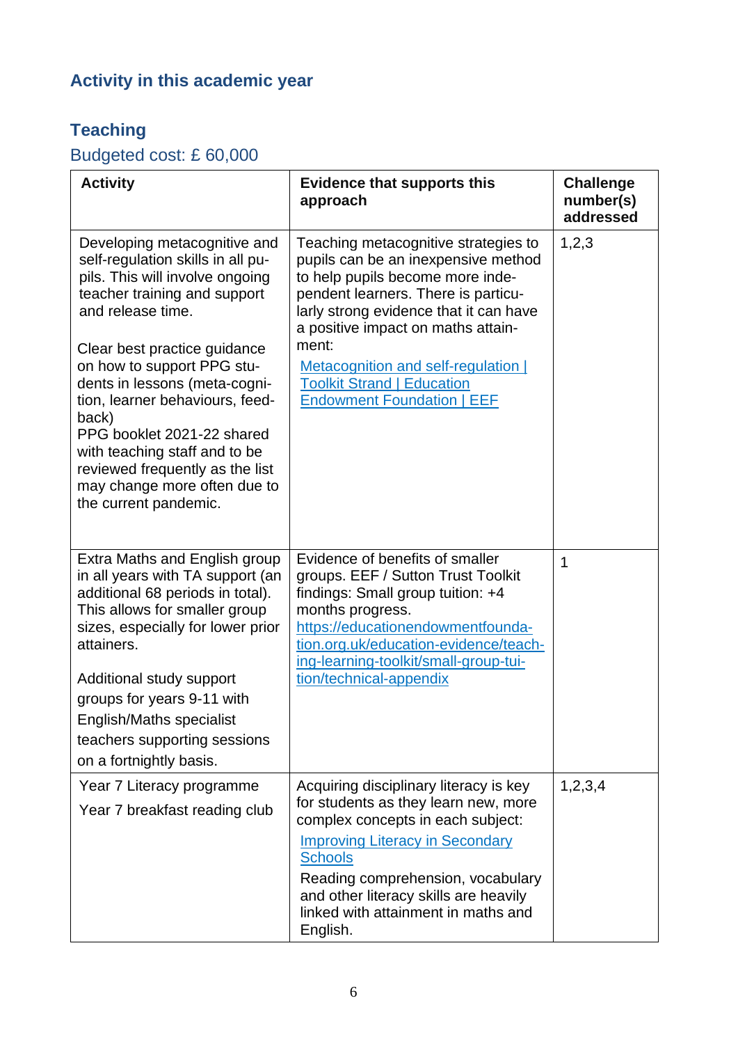## Activity in this academic year

### Teaching

Budgeted cost: £ 60,000

| Activity | Evidence that supports this approach | Challenge number(s) addressed |
|---|---|---|
| Developing metacognitive and self-regulation skills in all pupils. This will involve ongoing teacher training and support and release time.<br><br>Clear best practice guidance on how to support PPG students in lessons (meta-cognition, learner behaviours, feedback)<br>PPG booklet 2021-22 shared with teaching staff and to be reviewed frequently as the list may change more often due to the current pandemic. | Teaching metacognitive strategies to pupils can be an inexpensive method to help pupils become more independent learners. There is particularly strong evidence that it can have a positive impact on maths attainment:<br>[Metacognition and self-regulation \| Toolkit Strand \| Education Endowment Foundation \| EEF] | 1,2,3 |
| Extra Maths and English group in all years with TA support (an additional 68 periods in total). This allows for smaller group sizes, especially for lower prior attainers.<br><br>Additional study support groups for years 9-11 with English/Maths specialist teachers supporting sessions on a fortnightly basis. | Evidence of benefits of smaller groups. EEF / Sutton Trust Toolkit findings: Small group tuition: +4 months progress.<br>https://educationendowmentfoundation.org.uk/education-evidence/teaching-learning-toolkit/small-group-tuition/technical-appendix | 1 |
| Year 7 Literacy programme<br>Year 7 breakfast reading club | Acquiring disciplinary literacy is key for students as they learn new, more complex concepts in each subject:<br>[Improving Literacy in Secondary Schools]<br>Reading comprehension, vocabulary and other literacy skills are heavily linked with attainment in maths and English. | 1,2,3,4 |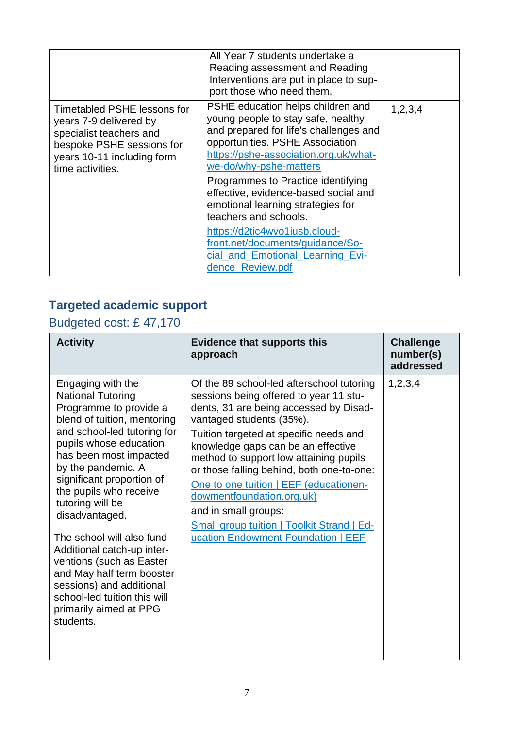| | | |
|---|---|---|
| | All Year 7 students undertake a Reading assessment and Reading Interventions are put in place to support those who need them. | |
| Timetabled PSHE lessons for years 7-9 delivered by specialist teachers and bespoke PSHE sessions for years 10-11 including form time activities. | PSHE education helps children and young people to stay safe, healthy and prepared for life's challenges and opportunities. PSHE Association [https://pshe-association.org.uk/what-we-do/why-pshe-matters](https://pshe-association.org.uk/what-we-do/why-pshe-matters) Programmes to Practice identifying effective, evidence-based social and emotional learning strategies for teachers and schools. [https://d2tic4wvo1iusb.cloudfront.net/documents/guidance/Social_and_Emotional_Learning_Evidence_Review.pdf](https://d2tic4wvo1iusb.cloudfront.net/documents/guidance/Social_and_Emotional_Learning_Evidence_Review.pdf) | 1,2,3,4 |

## Targeted academic support

Budgeted cost: £ 47,170

| Activity | Evidence that supports this approach | Challenge number(s) addressed |
|---|---|---|
| Engaging with the National Tutoring Programme to provide a blend of tuition, mentoring and school-led tutoring for pupils whose education has been most impacted by the pandemic. A significant proportion of the pupils who receive tutoring will be disadvantaged. The school will also fund Additional catch-up interventions (such as Easter and May half term booster sessions) and additional school-led tuition this will primarily aimed at PPG students. | Of the 89 school-led afterschool tutoring sessions being offered to year 11 students, 31 are being accessed by Disadvantaged students (35%). Tuition targeted at specific needs and knowledge gaps can be an effective method to support low attaining pupils or those falling behind, both one-to-one: [One to one tuition \| EEF (educationendowmentfoundation.org.uk)](https://educationendowmentfoundation.org.uk) and in small groups: [Small group tuition \| Toolkit Strand \| Education Endowment Foundation \| EEF](https://educationendowmentfoundation.org.uk) | 1,2,3,4 |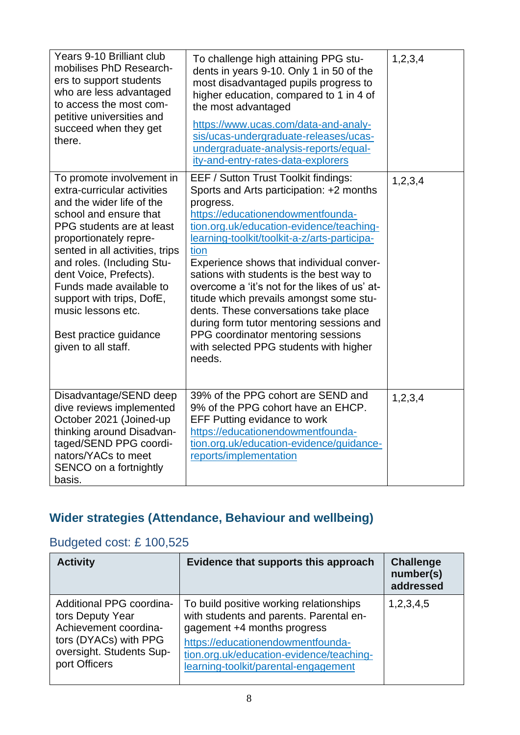| | | |
|---|---|---|
| Years 9-10 Brilliant club mobilises PhD Researchers to support students who are less advantaged to access the most competitive universities and succeed when they get there. | To challenge high attaining PPG students in years 9-10. Only 1 in 50 of the most disadvantaged pupils progress to higher education, compared to 1 in 4 of the most advantaged<br><br>https://www.ucas.com/data-and-analysis/ucas-undergraduate-releases/ucas-undergraduate-analysis-reports/equality-and-entry-rates-data-explorers | 1,2,3,4 |
| To promote involvement in extra-curricular activities and the wider life of the school and ensure that PPG students are at least proportionately represented in all activities, trips and roles. (Including Student Voice, Prefects). Funds made available to support with trips, DofE, music lessons etc.<br><br>Best practice guidance given to all staff. | EEF / Sutton Trust Toolkit findings: Sports and Arts participation: +2 months progress.<br>https://educationendowmentfoundation.org.uk/education-evidence/teaching-learning-toolkit/toolkit-a-z/arts-participation<br>Experience shows that individual conversations with students is the best way to overcome a 'it's not for the likes of us' attitude which prevails amongst some students. These conversations take place during form tutor mentoring sessions and PPG coordinator mentoring sessions with selected PPG students with higher needs. | 1,2,3,4 |
| Disadvantage/SEND deep dive reviews implemented October 2021 (Joined-up thinking around Disadvantaged/SEND PPG coordinators/YACs to meet SENCO on a fortnightly basis. | 39% of the PPG cohort are SEND and 9% of the PPG cohort have an EHCP.<br>EFF Putting evidance to work<br>https://educationendowmentfoundation.org.uk/education-evidence/guidance-reports/implementation | 1,2,3,4 |

## Wider strategies (Attendance, Behaviour and wellbeing)

Budgeted cost: £ 100,525

| Activity | Evidence that supports this approach | Challenge number(s) addressed |
|---|---|---|
| Additional PPG coordinators Deputy Year Achievement coordinators (DYACs) with PPG oversight. Students Support Officers | To build positive working relationships with students and parents. Parental engagement +4 months progress<br>https://educationendowmentfoundation.org.uk/education-evidence/teaching-learning-toolkit/parental-engagement | 1,2,3,4,5 |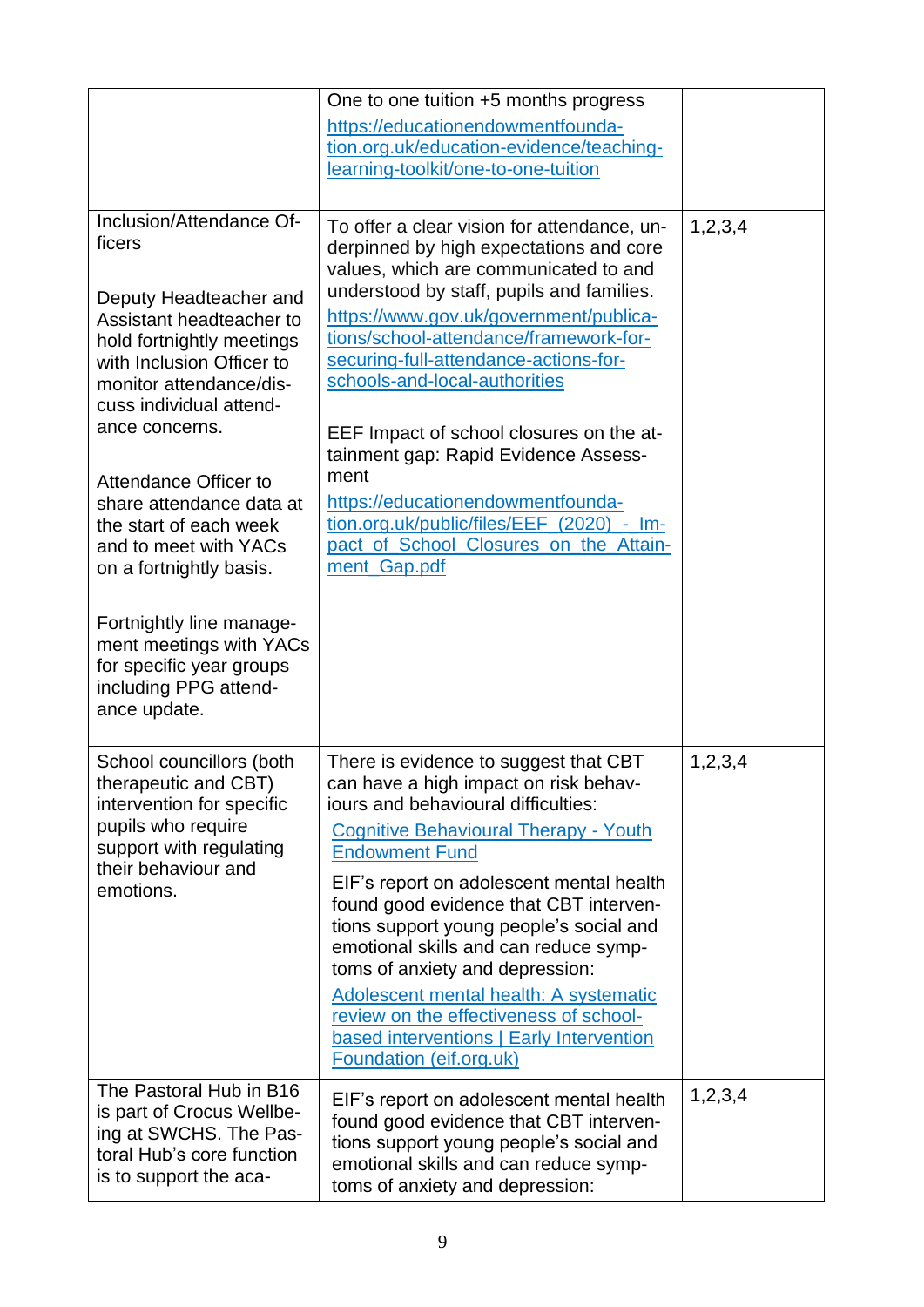| | | |
|---|---|---|
| | One to one tuition +5 months progress<br>[https://educationendowmentfoundation.org.uk/education-evidence/teaching-learning-toolkit/one-to-one-tuition](https://educationendowmentfoundation.org.uk/education-evidence/teaching-learning-toolkit/one-to-one-tuition) | |
| Inclusion/Attendance Officers<br><br>Deputy Headteacher and Assistant headteacher to hold fortnightly meetings with Inclusion Officer to monitor attendance/discuss individual attendance concerns.<br><br>Attendance Officer to share attendance data at the start of each week and to meet with YACs on a fortnightly basis.<br><br>Fortnightly line management meetings with YACs for specific year groups including PPG attendance update. | To offer a clear vision for attendance, underpinned by high expectations and core values, which are communicated to and understood by staff, pupils and families.<br>[https://www.gov.uk/government/publications/school-attendance/framework-for-securing-full-attendance-actions-for-schools-and-local-authorities](https://www.gov.uk/government/publications/school-attendance/framework-for-securing-full-attendance-actions-for-schools-and-local-authorities)<br><br>EEF Impact of school closures on the attainment gap: Rapid Evidence Assessment<br>[https://educationendowmentfoundation.org.uk/public/files/EEF_(2020)_-_Impact_of_School_Closures_on_the_Attainment_Gap.pdf](https://educationendowmentfoundation.org.uk/public/files/EEF_(2020)_-_Impact_of_School_Closures_on_the_Attainment_Gap.pdf) | 1,2,3,4 |
| School councillors (both therapeutic and CBT) intervention for specific pupils who require support with regulating their behaviour and emotions. | There is evidence to suggest that CBT can have a high impact on risk behaviours and behavioural difficulties:<br>Cognitive Behavioural Therapy - Youth Endowment Fund<br>EIF's report on adolescent mental health found good evidence that CBT interventions support young people's social and emotional skills and can reduce symptoms of anxiety and depression:<br>Adolescent mental health: A systematic review on the effectiveness of school-based interventions \| Early Intervention Foundation (eif.org.uk) | 1,2,3,4 |
| The Pastoral Hub in B16 is part of Crocus Wellbeing at SWCHS. The Pastoral Hub's core function is to support the aca- | EIF's report on adolescent mental health found good evidence that CBT interventions support young people's social and emotional skills and can reduce symptoms of anxiety and depression: | 1,2,3,4 |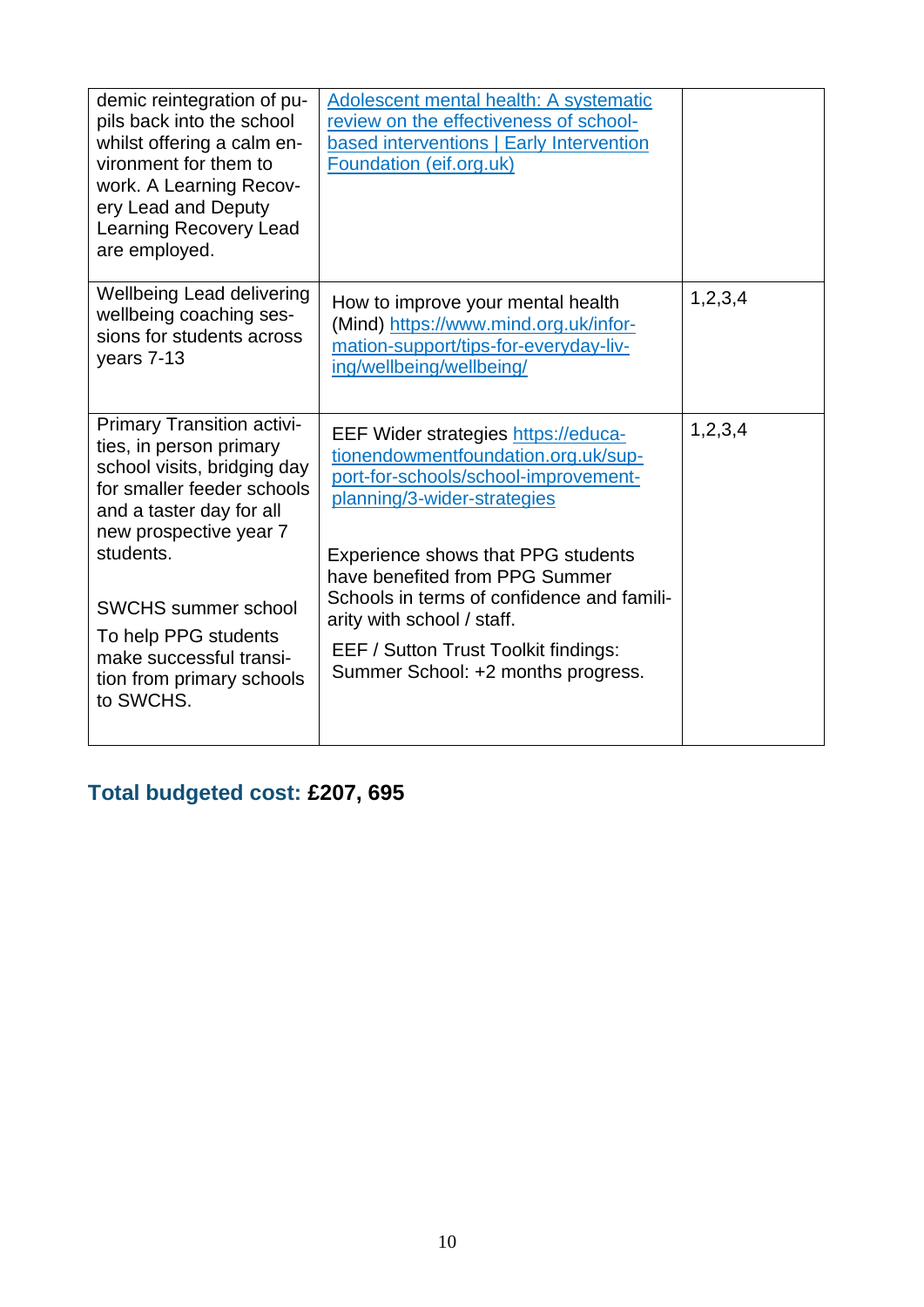| | | |
|---|---|---|
| demic reintegration of pupils back into the school whilst offering a calm environment for them to work. A Learning Recovery Lead and Deputy Learning Recovery Lead are employed. | [Adolescent mental health: A systematic review on the effectiveness of school-based interventions \| Early Intervention Foundation (eif.org.uk)]() | |
| Wellbeing Lead delivering wellbeing coaching sessions for students across years 7-13 | How to improve your mental health (Mind) https://www.mind.org.uk/information-support/tips-for-everyday-living/wellbeing/wellbeing/ | 1,2,3,4 |
| Primary Transition activities, in person primary school visits, bridging day for smaller feeder schools and a taster day for all new prospective year 7 students.<br><br>SWCHS summer school<br>To help PPG students make successful transition from primary schools to SWCHS. | EEF Wider strategies https://educationendowmentfoundation.org.uk/support-for-schools/school-improvement-planning/3-wider-strategies<br><br>Experience shows that PPG students have benefited from PPG Summer Schools in terms of confidence and familiarity with school / staff.<br>EEF / Sutton Trust Toolkit findings: Summer School: +2 months progress. | 1,2,3,4 |

## Total budgeted cost: £207, 695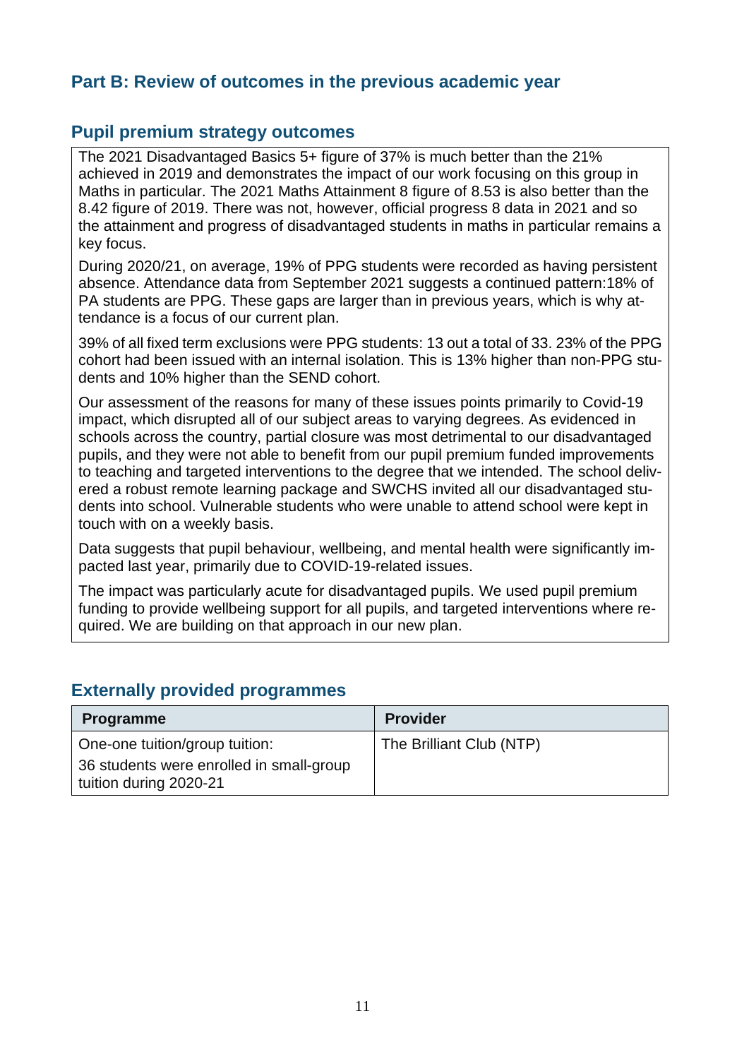## Part B: Review of outcomes in the previous academic year

### Pupil premium strategy outcomes

The 2021 Disadvantaged Basics 5+ figure of 37% is much better than the 21% achieved in 2019 and demonstrates the impact of our work focusing on this group in Maths in particular. The 2021 Maths Attainment 8 figure of 8.53 is also better than the 8.42 figure of 2019. There was not, however, official progress 8 data in 2021 and so the attainment and progress of disadvantaged students in maths in particular remains a key focus.

During 2020/21, on average, 19% of PPG students were recorded as having persistent absence. Attendance data from September 2021 suggests a continued pattern:18% of PA students are PPG. These gaps are larger than in previous years, which is why attendance is a focus of our current plan.

39% of all fixed term exclusions were PPG students: 13 out a total of 33. 23% of the PPG cohort had been issued with an internal isolation. This is 13% higher than non-PPG students and 10% higher than the SEND cohort.

Our assessment of the reasons for many of these issues points primarily to Covid-19 impact, which disrupted all of our subject areas to varying degrees. As evidenced in schools across the country, partial closure was most detrimental to our disadvantaged pupils, and they were not able to benefit from our pupil premium funded improvements to teaching and targeted interventions to the degree that we intended. The school delivered a robust remote learning package and SWCHS invited all our disadvantaged students into school. Vulnerable students who were unable to attend school were kept in touch with on a weekly basis.

Data suggests that pupil behaviour, wellbeing, and mental health were significantly impacted last year, primarily due to COVID-19-related issues.

The impact was particularly acute for disadvantaged pupils. We used pupil premium funding to provide wellbeing support for all pupils, and targeted interventions where required. We are building on that approach in our new plan.

### Externally provided programmes

| Programme | Provider |
|---|---|
| One-one tuition/group tuition:<br>36 students were enrolled in small-group tuition during 2020-21 | The Brilliant Club (NTP) |